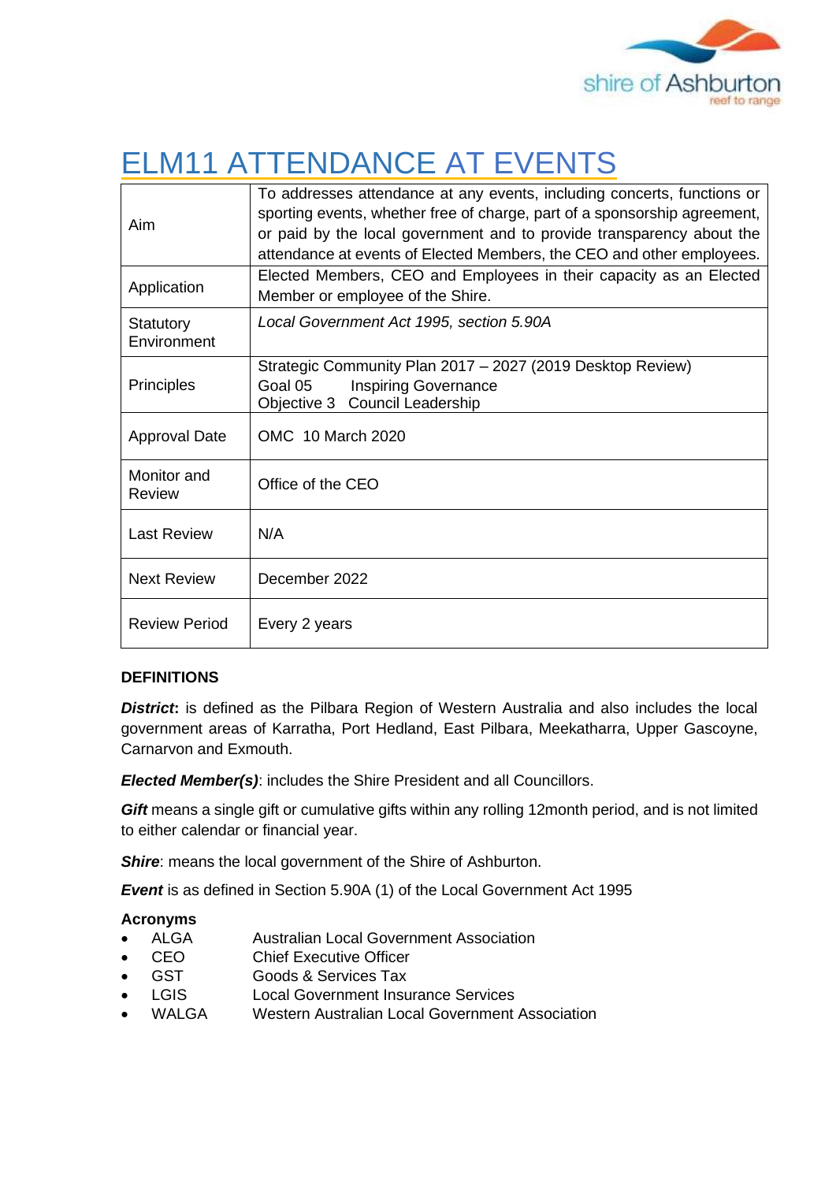# ELM11 ATTENDANCE AT EVENTS

| | |
|---|---|
| Aim | To addresses attendance at any events, including concerts, functions or sporting events, whether free of charge, part of a sponsorship agreement, or paid by the local government and to provide transparency about the attendance at events of Elected Members, the CEO and other employees. |
| Application | Elected Members, CEO and Employees in their capacity as an Elected Member or employee of the Shire. |
| Statutory Environment | *Local Government Act 1995, section 5.90A* |
| Principles | Strategic Community Plan 2017 – 2027 (2019 Desktop Review)<br>Goal 05 Inspiring Governance<br>Objective 3 Council Leadership |
| Approval Date | OMC 10 March 2020 |
| Monitor and Review | Office of the CEO |
| Last Review | N/A |
| Next Review | December 2022 |
| Review Period | Every 2 years |

**DEFINITIONS**

***District*:** is defined as the Pilbara Region of Western Australia and also includes the local government areas of Karratha, Port Hedland, East Pilbara, Meekatharra, Upper Gascoyne, Carnarvon and Exmouth.

***Elected Member(s)***: includes the Shire President and all Councillors.

***Gift*** means a single gift or cumulative gifts within any rolling 12month period, and is not limited to either calendar or financial year.

***Shire***: means the local government of the Shire of Ashburton.

***Event*** is as defined in Section 5.90A (1) of the Local Government Act 1995

**Acronyms**

- ALGA Australian Local Government Association
- CEO Chief Executive Officer
- GST Goods & Services Tax
- LGIS Local Government Insurance Services
- WALGA Western Australian Local Government Association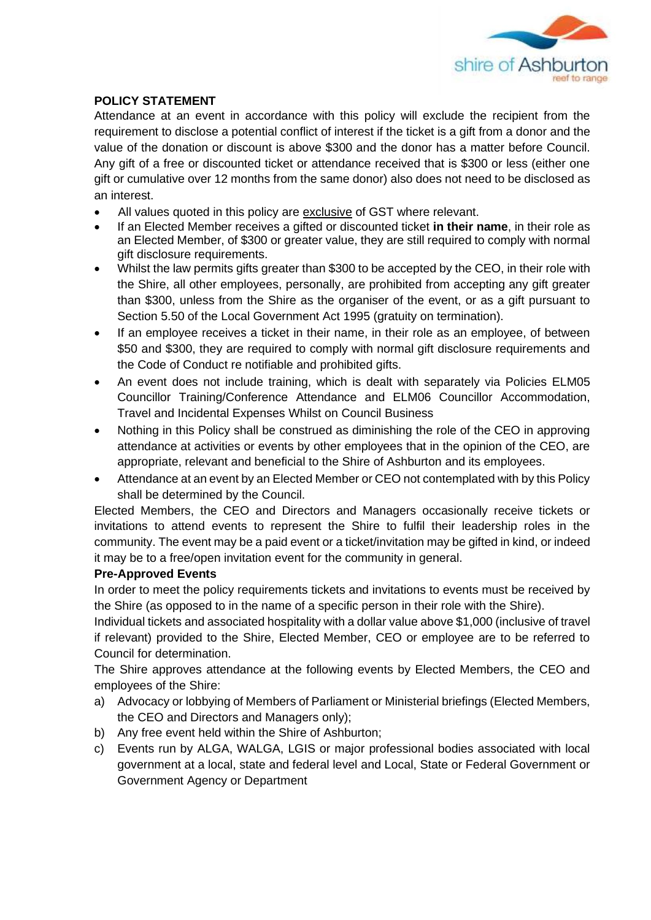## POLICY STATEMENT

Attendance at an event in accordance with this policy will exclude the recipient from the requirement to disclose a potential conflict of interest if the ticket is a gift from a donor and the value of the donation or discount is above $300 and the donor has a matter before Council. Any gift of a free or discounted ticket or attendance received that is $300 or less (either one gift or cumulative over 12 months from the same donor) also does not need to be disclosed as an interest.

- All values quoted in this policy are exclusive of GST where relevant.
- If an Elected Member receives a gifted or discounted ticket **in their name**, in their role as an Elected Member, of $300 or greater value, they are still required to comply with normal gift disclosure requirements.
- Whilst the law permits gifts greater than $300 to be accepted by the CEO, in their role with the Shire, all other employees, personally, are prohibited from accepting any gift greater than $300, unless from the Shire as the organiser of the event, or as a gift pursuant to Section 5.50 of the Local Government Act 1995 (gratuity on termination).
- If an employee receives a ticket in their name, in their role as an employee, of between $50 and $300, they are required to comply with normal gift disclosure requirements and the Code of Conduct re notifiable and prohibited gifts.
- An event does not include training, which is dealt with separately via Policies ELM05 Councillor Training/Conference Attendance and ELM06 Councillor Accommodation, Travel and Incidental Expenses Whilst on Council Business
- Nothing in this Policy shall be construed as diminishing the role of the CEO in approving attendance at activities or events by other employees that in the opinion of the CEO, are appropriate, relevant and beneficial to the Shire of Ashburton and its employees.
- Attendance at an event by an Elected Member or CEO not contemplated with by this Policy shall be determined by the Council.

Elected Members, the CEO and Directors and Managers occasionally receive tickets or invitations to attend events to represent the Shire to fulfil their leadership roles in the community. The event may be a paid event or a ticket/invitation may be gifted in kind, or indeed it may be to a free/open invitation event for the community in general.

### Pre-Approved Events

In order to meet the policy requirements tickets and invitations to events must be received by the Shire (as opposed to in the name of a specific person in their role with the Shire).

Individual tickets and associated hospitality with a dollar value above $1,000 (inclusive of travel if relevant) provided to the Shire, Elected Member, CEO or employee are to be referred to Council for determination.

The Shire approves attendance at the following events by Elected Members, the CEO and employees of the Shire:

a) Advocacy or lobbying of Members of Parliament or Ministerial briefings (Elected Members, the CEO and Directors and Managers only);
b) Any free event held within the Shire of Ashburton;
c) Events run by ALGA, WALGA, LGIS or major professional bodies associated with local government at a local, state and federal level and Local, State or Federal Government or Government Agency or Department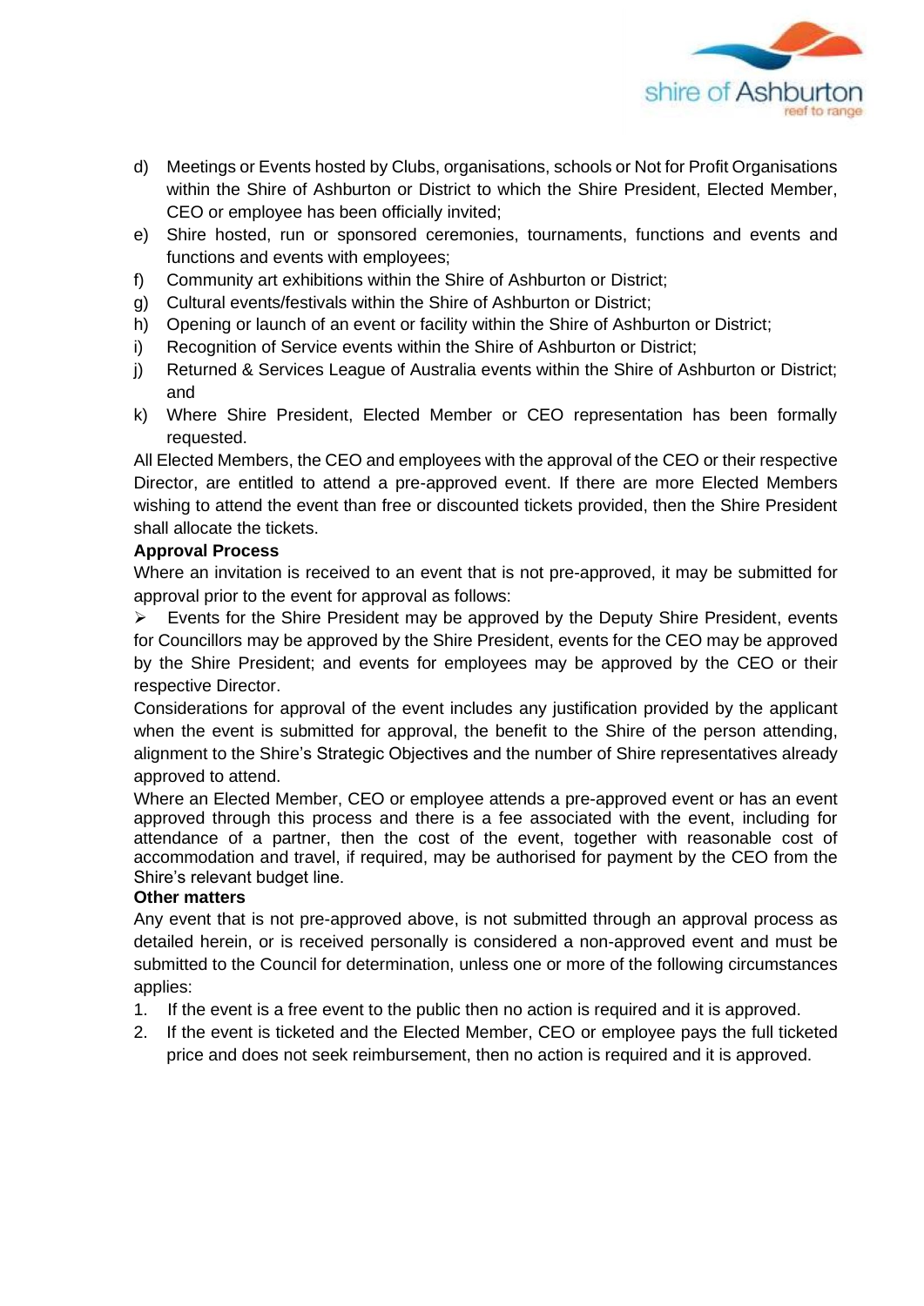d) Meetings or Events hosted by Clubs, organisations, schools or Not for Profit Organisations within the Shire of Ashburton or District to which the Shire President, Elected Member, CEO or employee has been officially invited;
e) Shire hosted, run or sponsored ceremonies, tournaments, functions and events and functions and events with employees;
f) Community art exhibitions within the Shire of Ashburton or District;
g) Cultural events/festivals within the Shire of Ashburton or District;
h) Opening or launch of an event or facility within the Shire of Ashburton or District;
i) Recognition of Service events within the Shire of Ashburton or District;
j) Returned & Services League of Australia events within the Shire of Ashburton or District; and
k) Where Shire President, Elected Member or CEO representation has been formally requested.

All Elected Members, the CEO and employees with the approval of the CEO or their respective Director, are entitled to attend a pre-approved event. If there are more Elected Members wishing to attend the event than free or discounted tickets provided, then the Shire President shall allocate the tickets.

**Approval Process**

Where an invitation is received to an event that is not pre-approved, it may be submitted for approval prior to the event for approval as follows:

- Events for the Shire President may be approved by the Deputy Shire President, events for Councillors may be approved by the Shire President, events for the CEO may be approved by the Shire President; and events for employees may be approved by the CEO or their respective Director.

Considerations for approval of the event includes any justification provided by the applicant when the event is submitted for approval, the benefit to the Shire of the person attending, alignment to the Shire's Strategic Objectives and the number of Shire representatives already approved to attend.

Where an Elected Member, CEO or employee attends a pre-approved event or has an event approved through this process and there is a fee associated with the event, including for attendance of a partner, then the cost of the event, together with reasonable cost of accommodation and travel, if required, may be authorised for payment by the CEO from the Shire's relevant budget line.

**Other matters**

Any event that is not pre-approved above, is not submitted through an approval process as detailed herein, or is received personally is considered a non-approved event and must be submitted to the Council for determination, unless one or more of the following circumstances applies:

1. If the event is a free event to the public then no action is required and it is approved.
2. If the event is ticketed and the Elected Member, CEO or employee pays the full ticketed price and does not seek reimbursement, then no action is required and it is approved.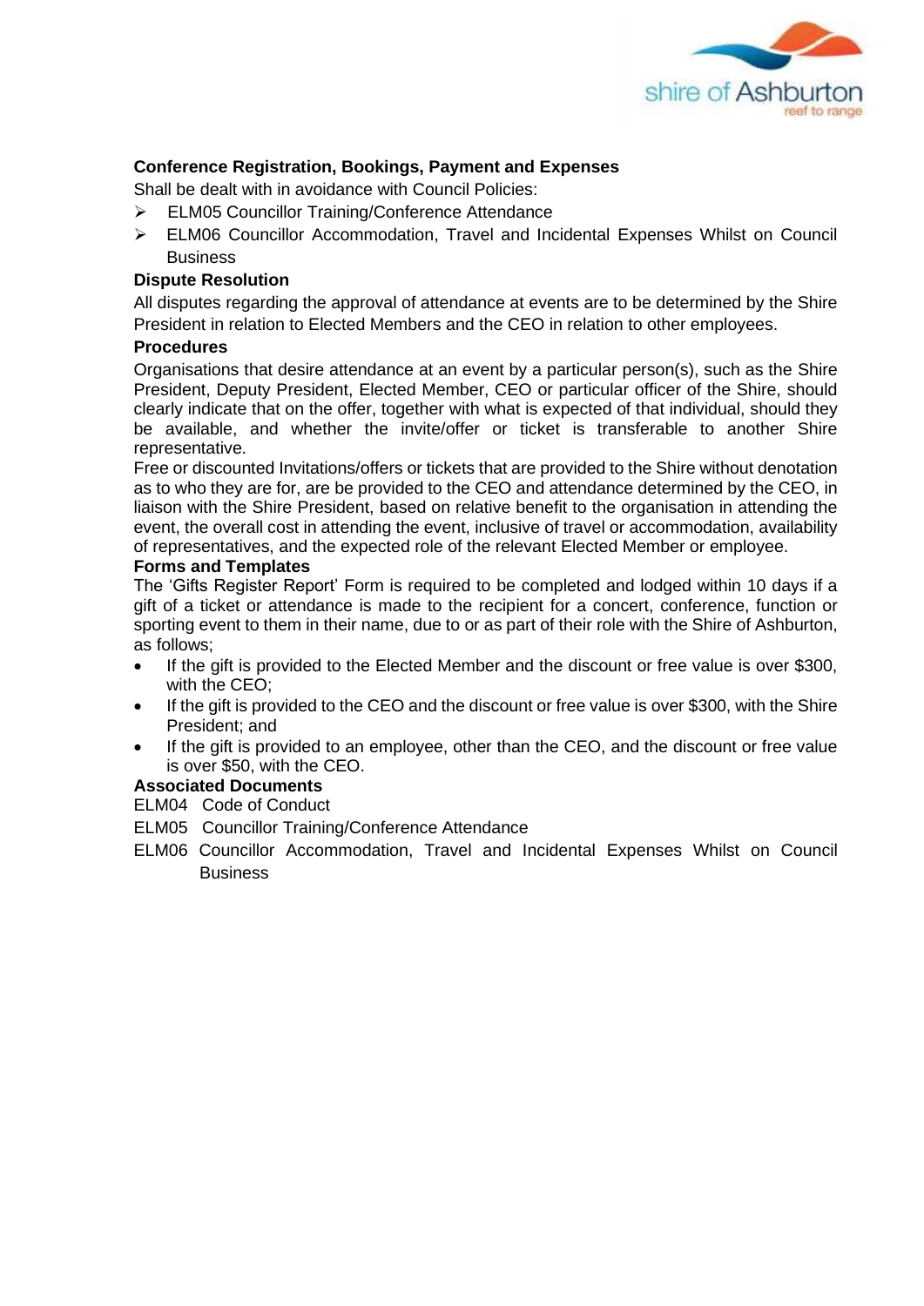**Conference Registration, Bookings, Payment and Expenses**

Shall be dealt with in avoidance with Council Policies:

- ELM05 Councillor Training/Conference Attendance
- ELM06 Councillor Accommodation, Travel and Incidental Expenses Whilst on Council Business

**Dispute Resolution**

All disputes regarding the approval of attendance at events are to be determined by the Shire President in relation to Elected Members and the CEO in relation to other employees.

**Procedures**

Organisations that desire attendance at an event by a particular person(s), such as the Shire President, Deputy President, Elected Member, CEO or particular officer of the Shire, should clearly indicate that on the offer, together with what is expected of that individual, should they be available, and whether the invite/offer or ticket is transferable to another Shire representative.

Free or discounted Invitations/offers or tickets that are provided to the Shire without denotation as to who they are for, are be provided to the CEO and attendance determined by the CEO, in liaison with the Shire President, based on relative benefit to the organisation in attending the event, the overall cost in attending the event, inclusive of travel or accommodation, availability of representatives, and the expected role of the relevant Elected Member or employee.

**Forms and Templates**

The 'Gifts Register Report' Form is required to be completed and lodged within 10 days if a gift of a ticket or attendance is made to the recipient for a concert, conference, function or sporting event to them in their name, due to or as part of their role with the Shire of Ashburton, as follows;

- If the gift is provided to the Elected Member and the discount or free value is over $300, with the CEO;
- If the gift is provided to the CEO and the discount or free value is over $300, with the Shire President; and
- If the gift is provided to an employee, other than the CEO, and the discount or free value is over $50, with the CEO.

**Associated Documents**

ELM04 Code of Conduct

ELM05 Councillor Training/Conference Attendance

ELM06 Councillor Accommodation, Travel and Incidental Expenses Whilst on Council Business